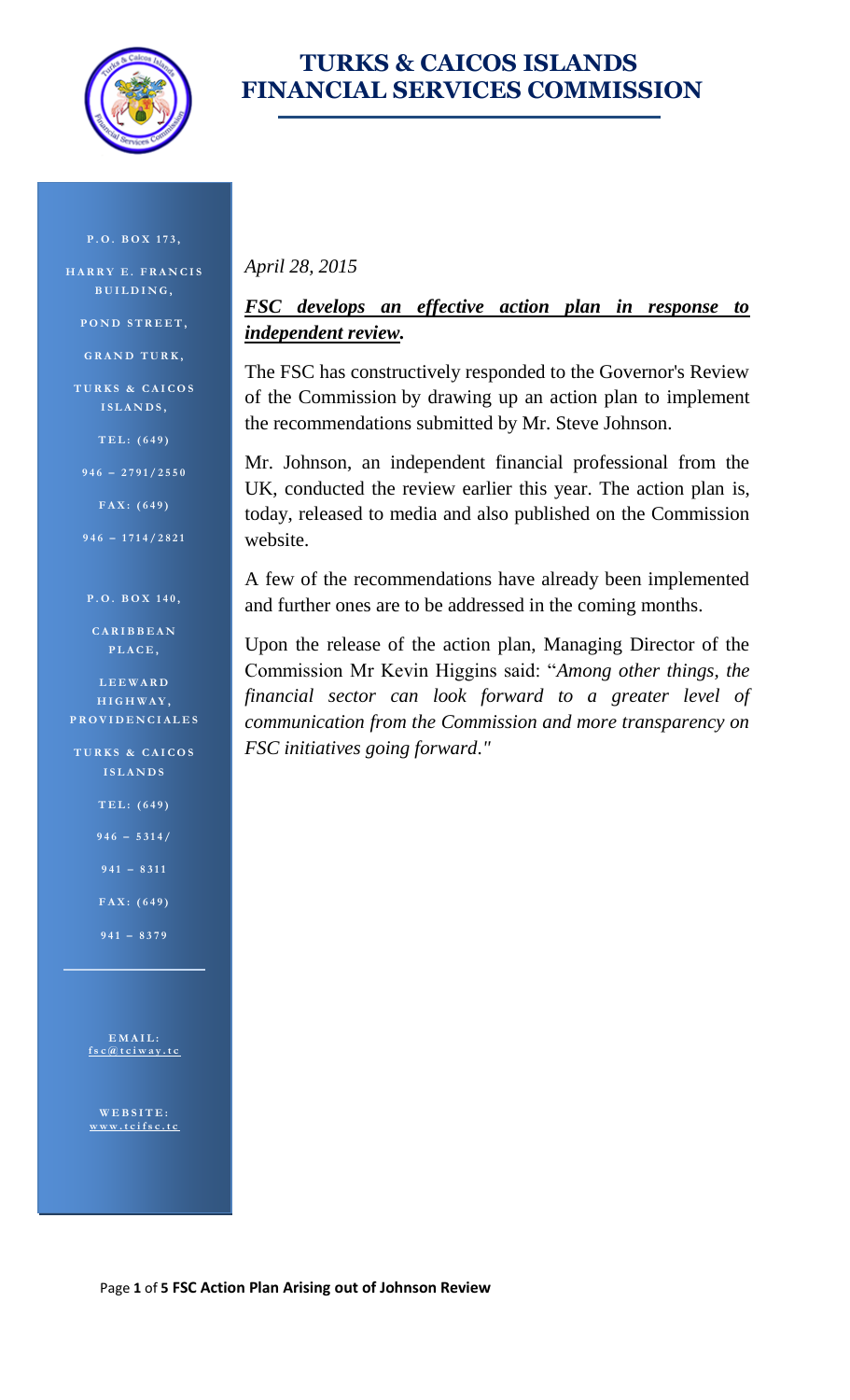# TURKS & CAICOS ISLANDS FINANCIAL SERVICES COMMISSION

P.O. BOX 173,
HARRY E. FRANCIS BUILDING,
POND STREET,
GRAND TURK,
TURKS & CAICOS ISLANDS,
TEL: (649) 946 – 2791/2550
FAX: (649) 946 – 1714/2821

P.O. BOX 140,
CARIBBEAN PLACE,
LEEWARD HIGHWAY,
PROVIDENCIALES
TURKS & CAICOS ISLANDS
TEL: (649) 946 – 5314/ 941 – 8311
FAX: (649) 941 – 8379

EMAIL: fsc@tciway.tc

WEBSITE: www.tcifsc.tc

*April 28, 2015*

***FSC develops an effective action plan in response to independent review.***

The FSC has constructively responded to the Governor's Review of the Commission by drawing up an action plan to implement the recommendations submitted by Mr. Steve Johnson.

Mr. Johnson, an independent financial professional from the UK, conducted the review earlier this year. The action plan is, today, released to media and also published on the Commission website.

A few of the recommendations have already been implemented and further ones are to be addressed in the coming months.

Upon the release of the action plan, Managing Director of the Commission Mr Kevin Higgins said: "*Among other things, the financial sector can look forward to a greater level of communication from the Commission and more transparency on FSC initiatives going forward."*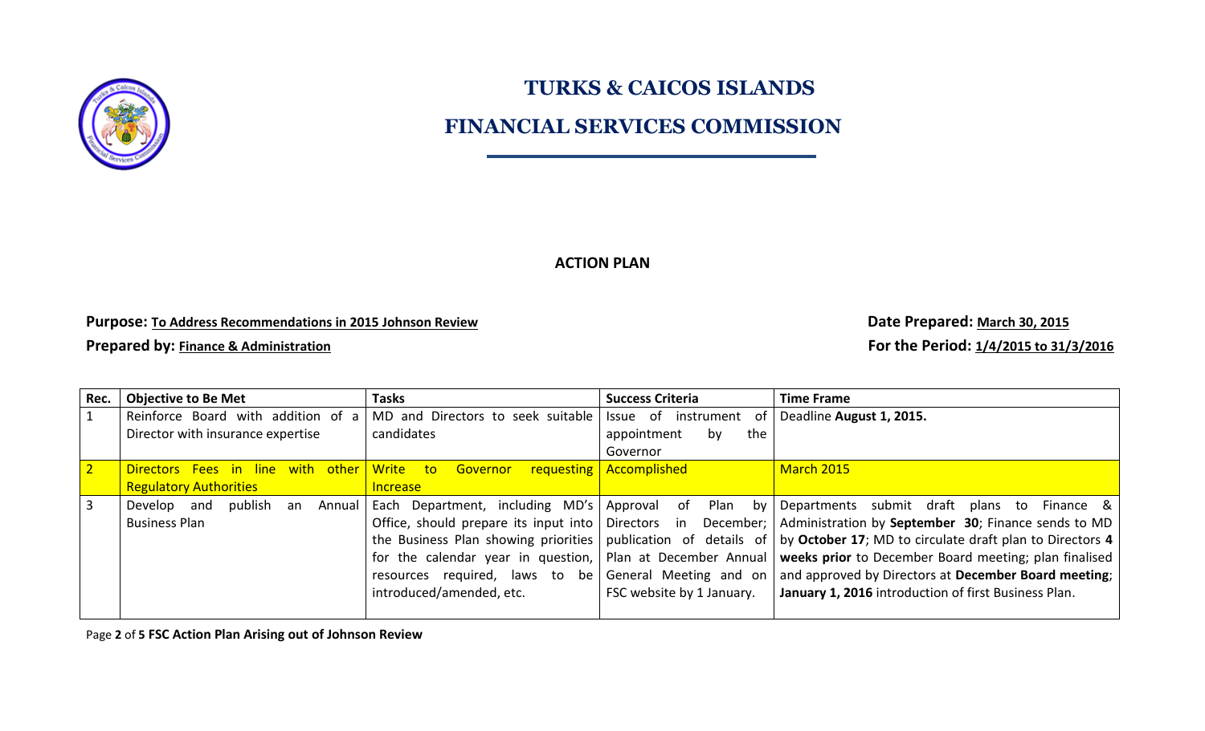# TURKS & CAICOS ISLANDS

# FINANCIAL SERVICES COMMISSION

## ACTION PLAN

**Purpose: To Address Recommendations in 2015 Johnson Review**

**Prepared by: Finance & Administration**

**Date Prepared: March 30, 2015**

**For the Period: 1/4/2015 to 31/3/2016**

| Rec. | Objective to Be Met | Tasks | Success Criteria | Time Frame |
|---|---|---|---|---|
| 1 | Reinforce Board with addition of a Director with insurance expertise | MD and Directors to seek suitable candidates | Issue of instrument of appointment by the Governor | Deadline **August 1, 2015.** |
| 2 | Directors Fees in line with other Regulatory Authorities | Write to Governor requesting Increase | Accomplished | March 2015 |
| 3 | Develop and publish an Annual Business Plan | Each Department, including MD's Office, should prepare its input into the Business Plan showing priorities for the calendar year in question, resources required, laws to be introduced/amended, etc. | Approval of Plan by Directors in December; publication of details of Plan at December Annual General Meeting and on FSC website by 1 January. | Departments submit draft plans to Finance & Administration by **September 30**; Finance sends to MD by **October 17**; MD to circulate draft plan to Directors **4 weeks prior** to December Board meeting; plan finalised and approved by Directors at **December Board meeting**; **January 1, 2016** introduction of first Business Plan. |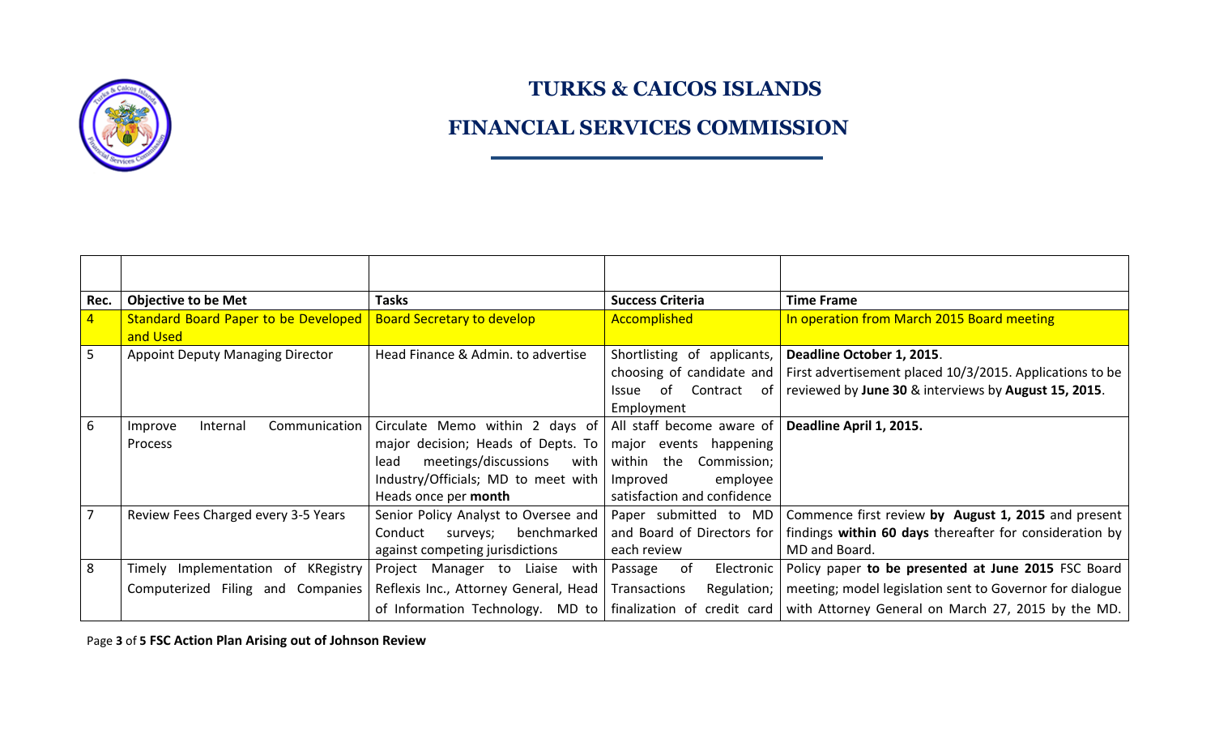# TURKS & CAICOS ISLANDS

# FINANCIAL SERVICES COMMISSION

| Rec. | Objective to be Met | Tasks | Success Criteria | Time Frame |
|---|---|---|---|---|
| 4 | Standard Board Paper to be Developed and Used | Board Secretary to develop | Accomplished | In operation from March 2015 Board meeting |
| 5 | Appoint Deputy Managing Director | Head Finance & Admin. to advertise | Shortlisting of applicants, choosing of candidate and Issue of Contract of Employment | **Deadline October 1, 2015**. First advertisement placed 10/3/2015. Applications to be reviewed by **June 30** & interviews by **August 15, 2015**. |
| 6 | Improve Internal Communication Process | Circulate Memo within 2 days of major decision; Heads of Depts. To lead meetings/discussions with Industry/Officials; MD to meet with Heads once per **month** | All staff become aware of major events happening within the Commission; Improved employee satisfaction and confidence | **Deadline April 1, 2015.** |
| 7 | Review Fees Charged every 3-5 Years | Senior Policy Analyst to Oversee and Conduct surveys; benchmarked against competing jurisdictions | Paper submitted to MD and Board of Directors for each review | Commence first review **by August 1, 2015** and present findings **within 60 days** thereafter for consideration by MD and Board. |
| 8 | Timely Implementation of KRegistry Computerized Filing and Companies | Project Manager to Liaise with Reflexis Inc., Attorney General, Head of Information Technology. MD to | Passage of Electronic Transactions Regulation; finalization of credit card | Policy paper **to be presented at June 2015** FSC Board meeting; model legislation sent to Governor for dialogue with Attorney General on March 27, 2015 by the MD. |

**FSC Action Plan Arising out of Johnson Review**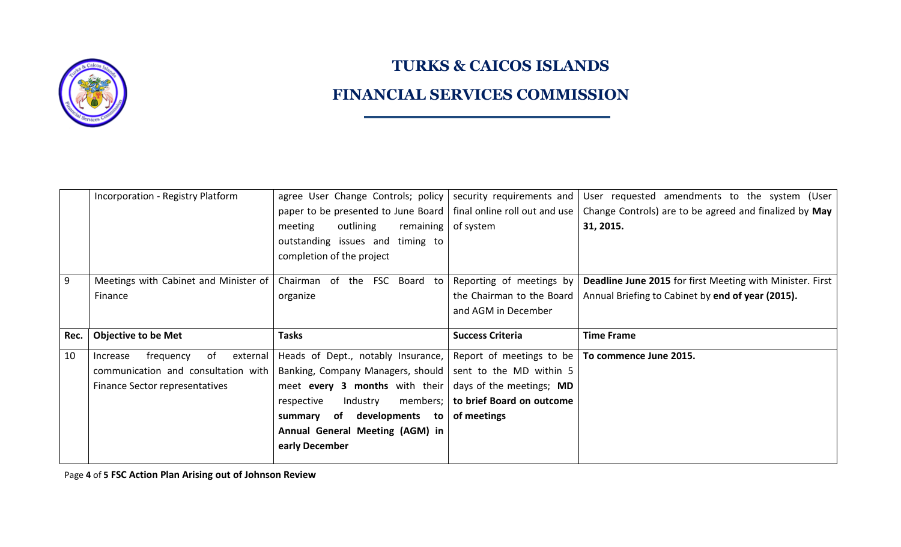# TURKS & CAICOS ISLANDS

# FINANCIAL SERVICES COMMISSION

| | Incorporation - Registry Platform | agree User Change Controls; policy paper to be presented to June Board meeting outlining remaining outstanding issues and timing to completion of the project | security requirements and final online roll out and use of system | User requested amendments to the system (User Change Controls) are to be agreed and finalized by **May 31, 2015.** |
|---|---|---|---|---|
| 9 | Meetings with Cabinet and Minister of Finance | Chairman of the FSC Board to organize | Reporting of meetings by the Chairman to the Board and AGM in December | **Deadline June 2015** for first Meeting with Minister. First Annual Briefing to Cabinet by **end of year (2015).** |
| **Rec.** | **Objective to be Met** | **Tasks** | **Success Criteria** | **Time Frame** |
| 10 | Increase frequency of external communication and consultation with Finance Sector representatives | Heads of Dept., notably Insurance, Banking, Company Managers, should meet **every 3 months** with their respective Industry members; **summary of developments to Annual General Meeting (AGM) in early December** | Report of meetings to be sent to the MD within 5 days of the meetings; **MD to brief Board on outcome of meetings** | **To commence June 2015.** |

**FSC Action Plan Arising out of Johnson Review**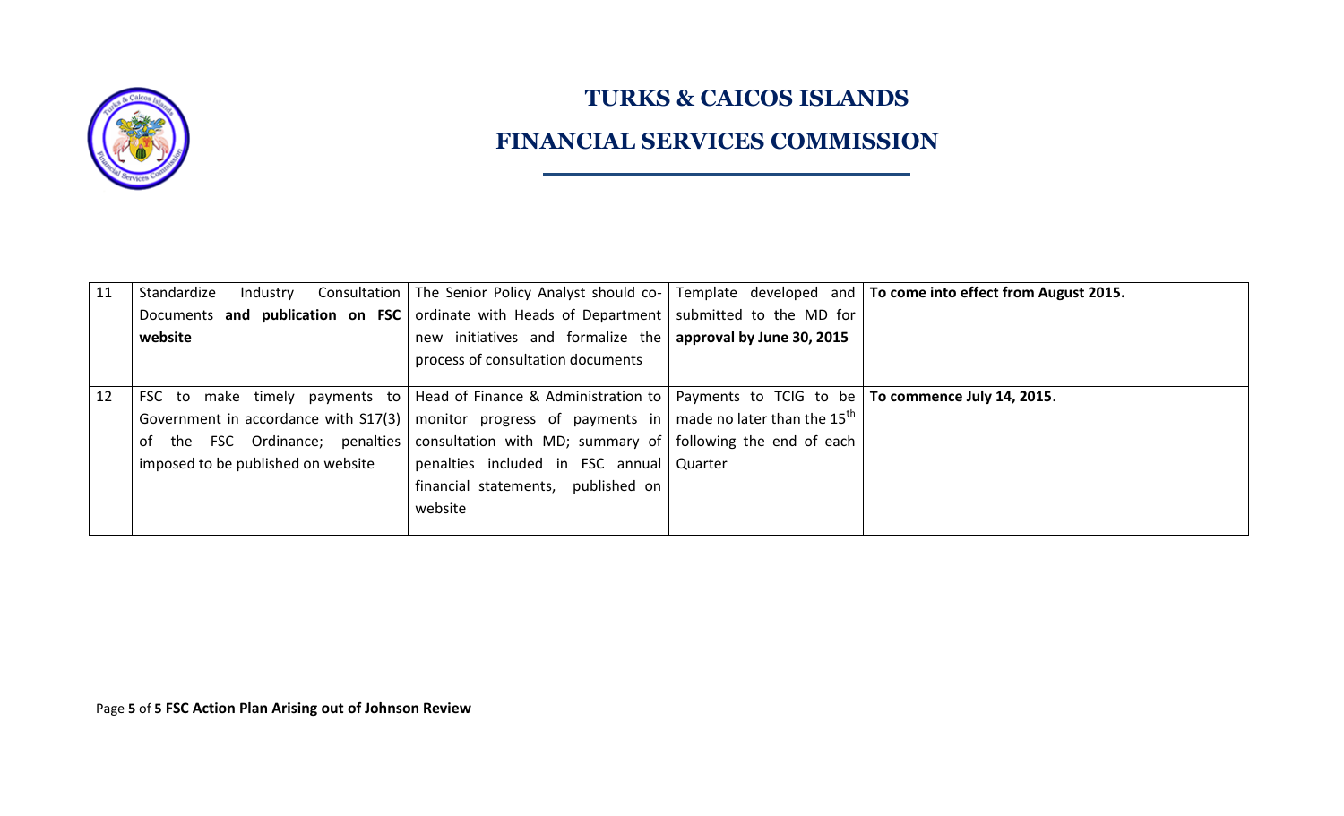# TURKS & CAICOS ISLANDS

# FINANCIAL SERVICES COMMISSION

| | | | | |
|---|---|---|---|---|
| 11 | Standardize Industry Consultation Documents **and publication on FSC website** | The Senior Policy Analyst should co-ordinate with Heads of Department new initiatives and formalize the process of consultation documents | Template developed and submitted to the MD for **approval by June 30, 2015** | **To come into effect from August 2015.** |
| 12 | FSC to make timely payments to Government in accordance with S17(3) of the FSC Ordinance; penalties imposed to be published on website | Head of Finance & Administration to monitor progress of payments in consultation with MD; summary of penalties included in FSC annual financial statements, published on website | Payments to TCIG to be made no later than the 15th following the end of each Quarter | **To commence July 14, 2015**. |